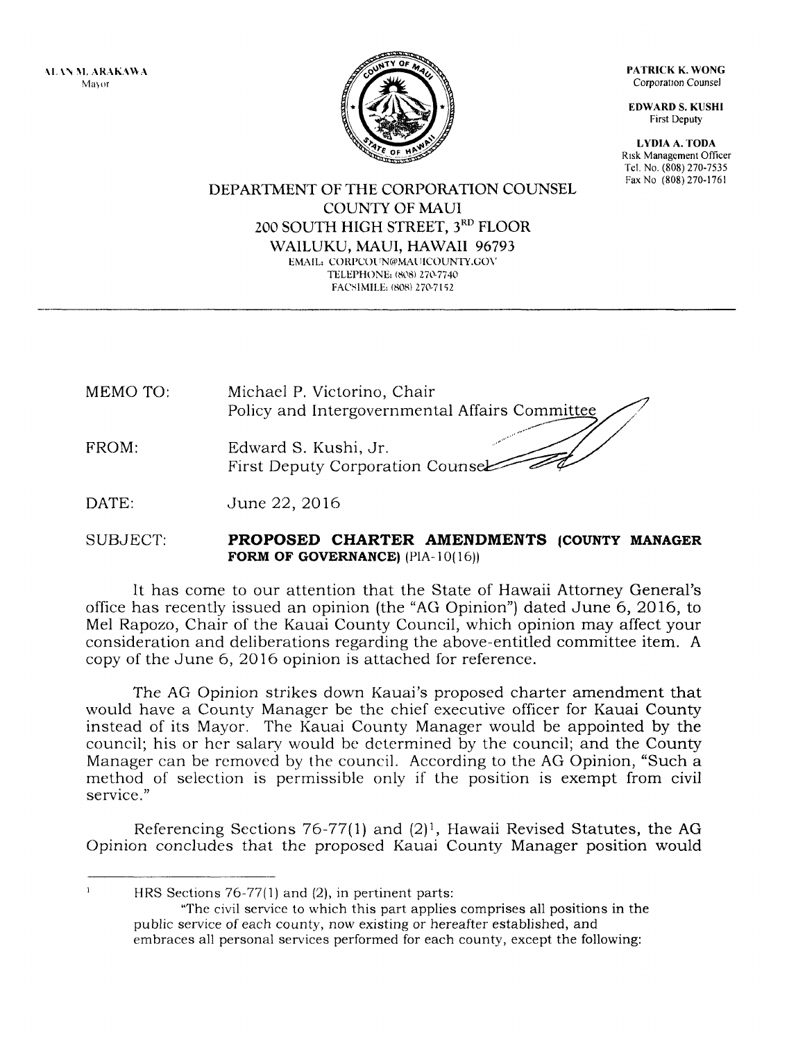ALAN M. ARAKAWA
Mayor

PATRICK K. WONG
Corporation Counsel

EDWARD S. KUSHI
First Deputy

LYDIA A. TODA
Risk Management Officer
Tel. No. (808) 270-7535
Fax No (808) 270-1761

DEPARTMENT OF THE CORPORATION COUNSEL
COUNTY OF MAUI
200 SOUTH HIGH STREET, 3[RD] FLOOR
WAILUKU, MAUI, HAWAII 96793
EMAIL: CORPCOUN@MAUICOUNTY.GOV
TELEPHONE: (808) 270-7740
FACSIMILE: (808) 270-7152

---

MEMO TO: Michael P. Victorino, Chair
Policy and Intergovernmental Affairs Committee

FROM: Edward S. Kushi, Jr.
First Deputy Corporation Counsel

DATE: June 22, 2016

SUBJECT: **PROPOSED CHARTER AMENDMENTS (COUNTY MANAGER FORM OF GOVERNANCE)** (PIA-10(16))

It has come to our attention that the State of Hawaii Attorney General's office has recently issued an opinion (the "AG Opinion") dated June 6, 2016, to Mel Rapozo, Chair of the Kauai County Council, which opinion may affect your consideration and deliberations regarding the above-entitled committee item. A copy of the June 6, 2016 opinion is attached for reference.

The AG Opinion strikes down Kauai's proposed charter amendment that would have a County Manager be the chief executive officer for Kauai County instead of its Mayor. The Kauai County Manager would be appointed by the council; his or her salary would be determined by the council; and the County Manager can be removed by the council. According to the AG Opinion, "Such a method of selection is permissible only if the position is exempt from civil service."

Referencing Sections 76-77(1) and (2)[1], Hawaii Revised Statutes, the AG Opinion concludes that the proposed Kauai County Manager position would

---

[1] HRS Sections 76-77(1) and (2), in pertinent parts:

"The civil service to which this part applies comprises all positions in the public service of each county, now existing or hereafter established, and embraces all personal services performed for each county, except the following: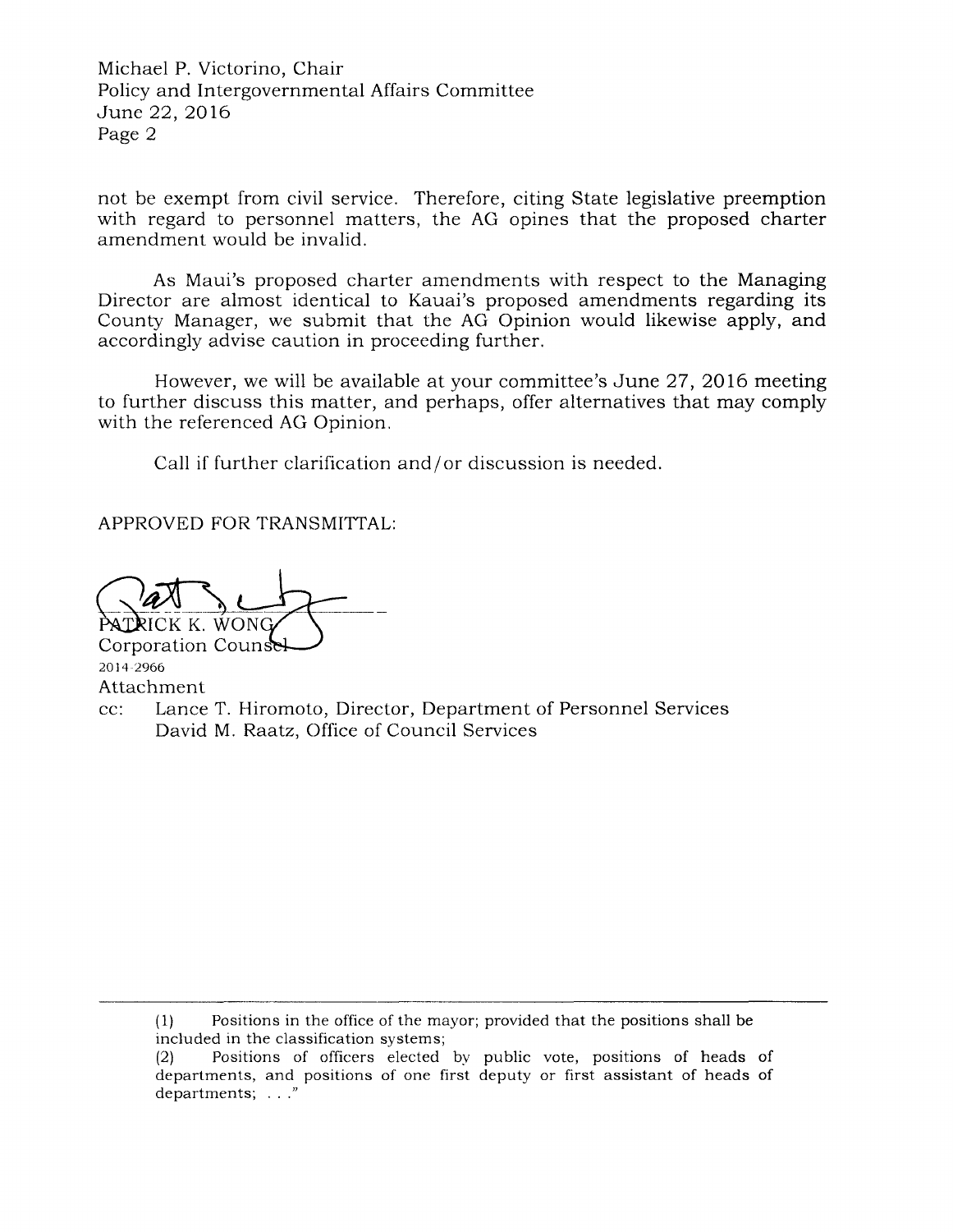not be exempt from civil service. Therefore, citing State legislative preemption with regard to personnel matters, the AG opines that the proposed charter amendment would be invalid.

As Maui's proposed charter amendments with respect to the Managing Director are almost identical to Kauai's proposed amendments regarding its County Manager, we submit that the AG Opinion would likewise apply, and accordingly advise caution in proceeding further.

However, we will be available at your committee's June 27, 2016 meeting to further discuss this matter, and perhaps, offer alternatives that may comply with the referenced AG Opinion.

Call if further clarification and/or discussion is needed.

APPROVED FOR TRANSMITTAL:

PATRICK K. WONG
Corporation Counsel

2014-2966

Attachment

cc: Lance T. Hiromoto, Director, Department of Personnel Services
David M. Raatz, Office of Council Services

---

(1) Positions in the office of the mayor; provided that the positions shall be included in the classification systems;

(2) Positions of officers elected by public vote, positions of heads of departments, and positions of one first deputy or first assistant of heads of departments; . . ."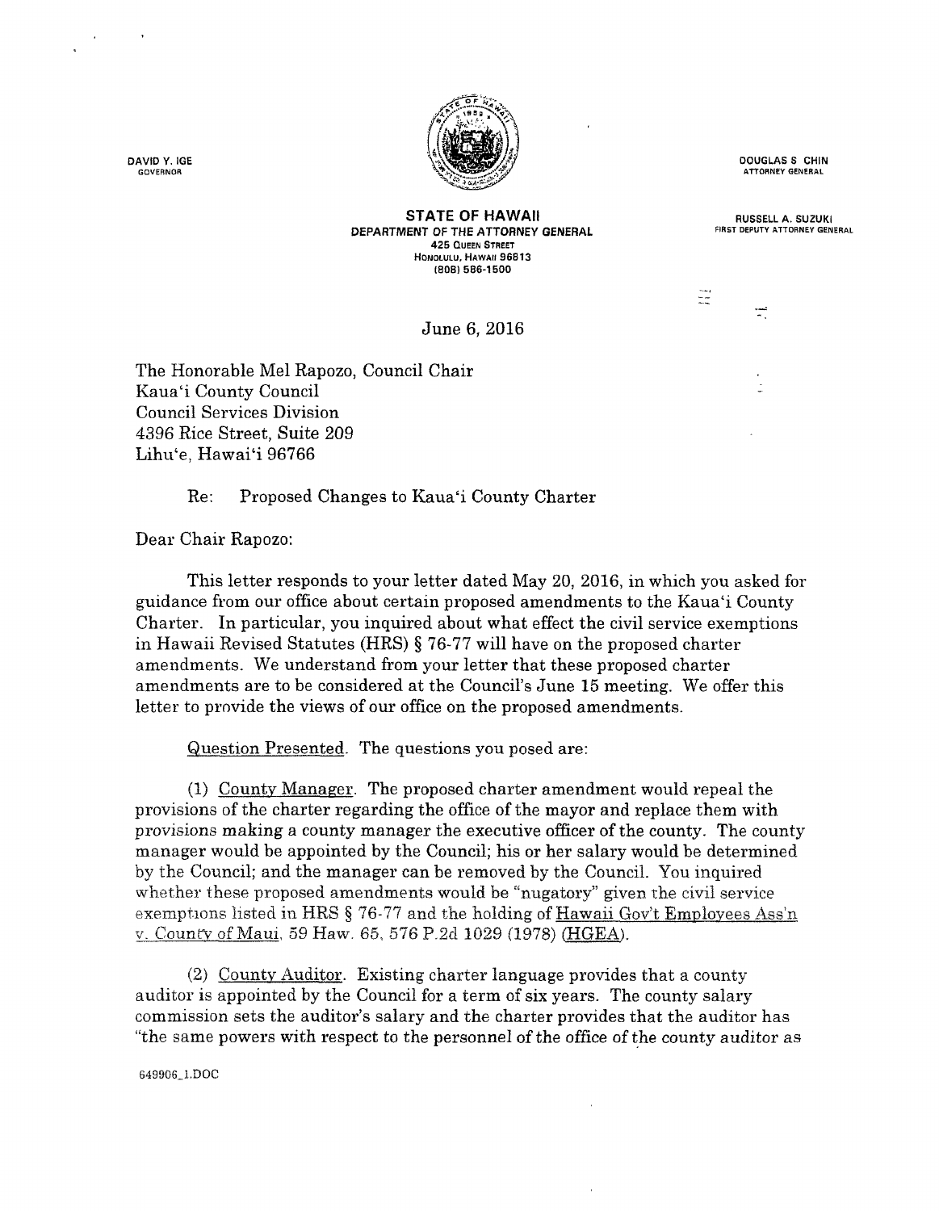DAVID Y. IGE
GOVERNOR

DOUGLAS S. CHIN
ATTORNEY GENERAL

RUSSELL A. SUZUKI
FIRST DEPUTY ATTORNEY GENERAL

**STATE OF HAWAII**
**DEPARTMENT OF THE ATTORNEY GENERAL**
425 QUEEN STREET
HONOLULU, HAWAII 96813
(808) 586-1500

June 6, 2016

The Honorable Mel Rapozo, Council Chair
Kaua'i County Council
Council Services Division
4396 Rice Street, Suite 209
Lihu'e, Hawai'i 96766

Re: Proposed Changes to Kaua'i County Charter

Dear Chair Rapozo:

This letter responds to your letter dated May 20, 2016, in which you asked for guidance from our office about certain proposed amendments to the Kaua'i County Charter. In particular, you inquired about what effect the civil service exemptions in Hawaii Revised Statutes (HRS) § 76-77 will have on the proposed charter amendments. We understand from your letter that these proposed charter amendments are to be considered at the Council's June 15 meeting. We offer this letter to provide the views of our office on the proposed amendments.

Question Presented. The questions you posed are:

(1) County Manager. The proposed charter amendment would repeal the provisions of the charter regarding the office of the mayor and replace them with provisions making a county manager the executive officer of the county. The county manager would be appointed by the Council; his or her salary would be determined by the Council; and the manager can be removed by the Council. You inquired whether these proposed amendments would be "nugatory" given the civil service exemptions listed in HRS § 76-77 and the holding of Hawaii Gov't Employees Ass'n v. County of Maui, 59 Haw. 65, 576 P.2d 1029 (1978) (HGEA).

(2) County Auditor. Existing charter language provides that a county auditor is appointed by the Council for a term of six years. The county salary commission sets the auditor's salary and the charter provides that the auditor has "the same powers with respect to the personnel of the office of the county auditor as

649906_1.DOC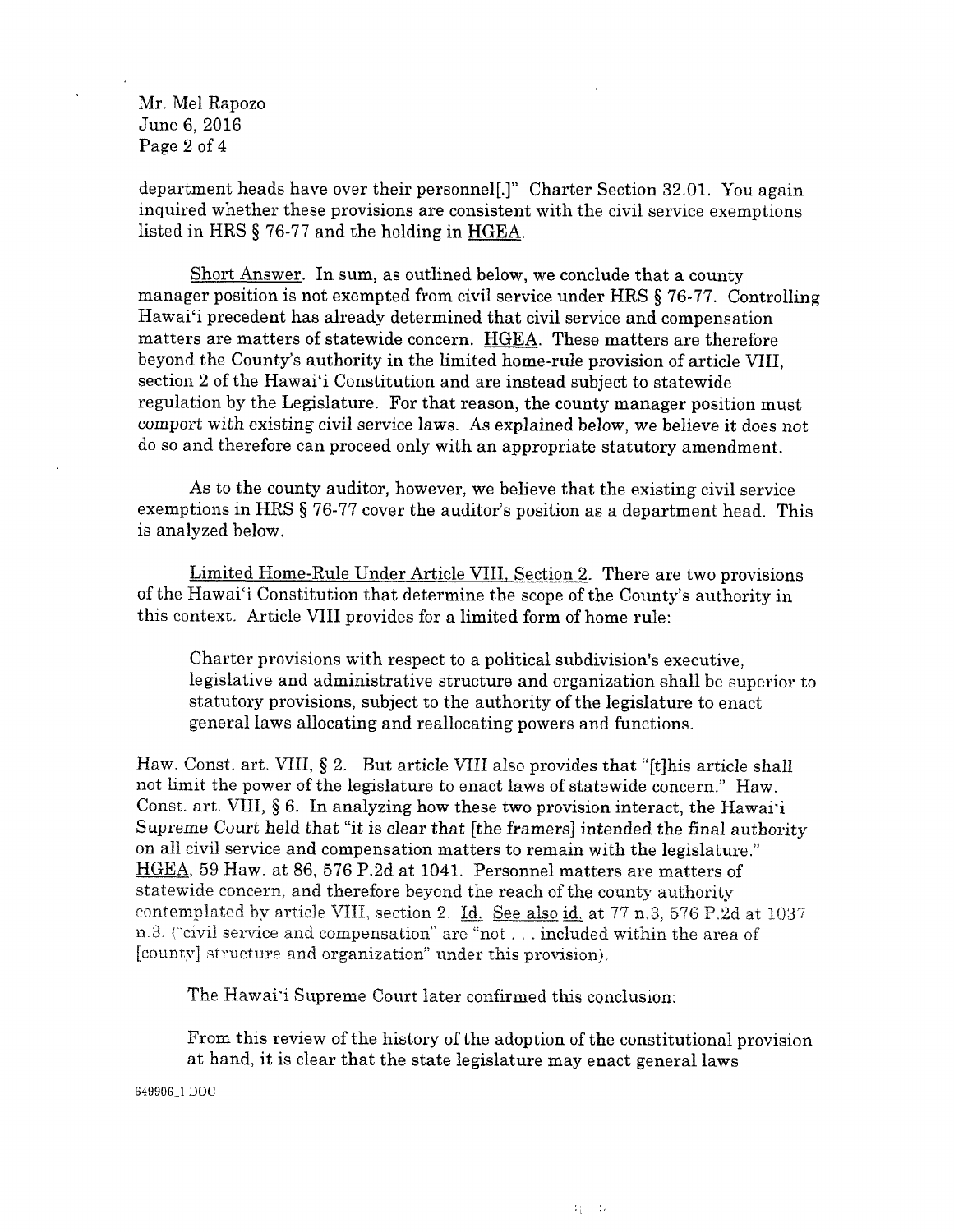department heads have over their personnel[.]" Charter Section 32.01. You again inquired whether these provisions are consistent with the civil service exemptions listed in HRS § 76-77 and the holding in HGEA.

Short Answer. In sum, as outlined below, we conclude that a county manager position is not exempted from civil service under HRS § 76-77. Controlling Hawai'i precedent has already determined that civil service and compensation matters are matters of statewide concern. HGEA. These matters are therefore beyond the County's authority in the limited home-rule provision of article VIII, section 2 of the Hawai'i Constitution and are instead subject to statewide regulation by the Legislature. For that reason, the county manager position must comport with existing civil service laws. As explained below, we believe it does not do so and therefore can proceed only with an appropriate statutory amendment.

As to the county auditor, however, we believe that the existing civil service exemptions in HRS § 76-77 cover the auditor's position as a department head. This is analyzed below.

Limited Home-Rule Under Article VIII, Section 2. There are two provisions of the Hawai'i Constitution that determine the scope of the County's authority in this context. Article VIII provides for a limited form of home rule:

> Charter provisions with respect to a political subdivision's executive, legislative and administrative structure and organization shall be superior to statutory provisions, subject to the authority of the legislature to enact general laws allocating and reallocating powers and functions.

Haw. Const. art. VIII, § 2. But article VIII also provides that "[t]his article shall not limit the power of the legislature to enact laws of statewide concern." Haw. Const. art. VIII, § 6. In analyzing how these two provision interact, the Hawai'i Supreme Court held that "it is clear that [the framers] intended the final authority on all civil service and compensation matters to remain with the legislature." HGEA, 59 Haw. at 86, 576 P.2d at 1041. Personnel matters are matters of statewide concern, and therefore beyond the reach of the county authority contemplated by article VIII, section 2. Id. See also id. at 77 n.3, 576 P.2d at 1037 n.3. ("civil service and compensation" are "not . . . included within the area of [county] structure and organization" under this provision).

The Hawai'i Supreme Court later confirmed this conclusion:

> From this review of the history of the adoption of the constitutional provision at hand, it is clear that the state legislature may enact general laws

649906_1 DOC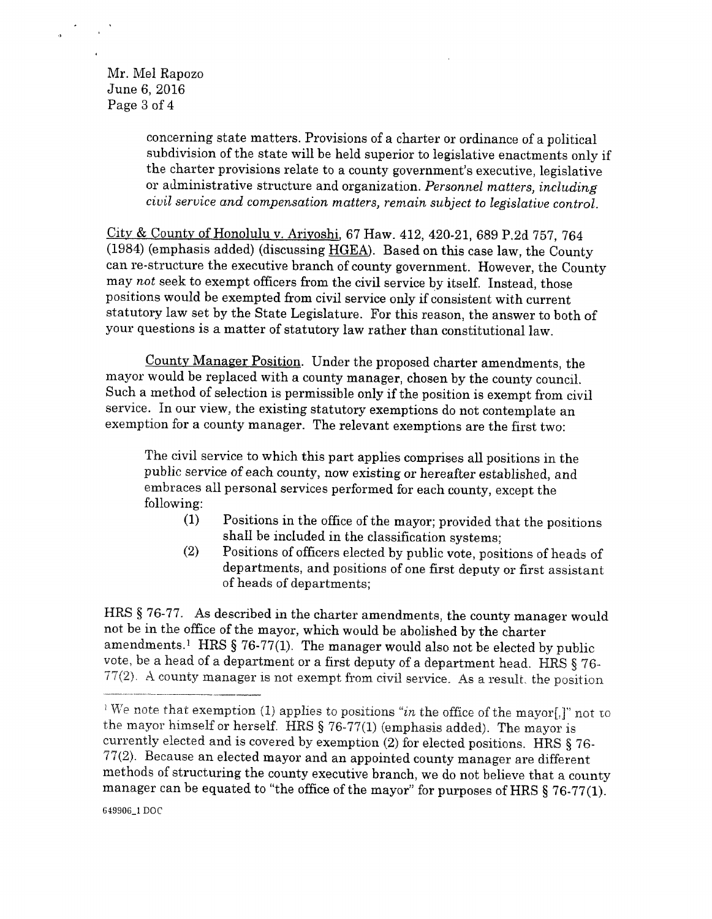> concerning state matters. Provisions of a charter or ordinance of a political subdivision of the state will be held superior to legislative enactments only if the charter provisions relate to a county government's executive, legislative or administrative structure and organization. *Personnel matters, including civil service and compensation matters, remain subject to legislative control.*

City & County of Honolulu v. Ariyoshi, 67 Haw. 412, 420-21, 689 P.2d 757, 764 (1984) (emphasis added) (discussing HGEA). Based on this case law, the County can re-structure the executive branch of county government. However, the County may *not* seek to exempt officers from the civil service by itself. Instead, those positions would be exempted from civil service only if consistent with current statutory law set by the State Legislature. For this reason, the answer to both of your questions is a matter of statutory law rather than constitutional law.

County Manager Position. Under the proposed charter amendments, the mayor would be replaced with a county manager, chosen by the county council. Such a method of selection is permissible only if the position is exempt from civil service. In our view, the existing statutory exemptions do not contemplate an exemption for a county manager. The relevant exemptions are the first two:

> The civil service to which this part applies comprises all positions in the public service of each county, now existing or hereafter established, and embraces all personal services performed for each county, except the following:
>
> (1) Positions in the office of the mayor; provided that the positions shall be included in the classification systems;
>
> (2) Positions of officers elected by public vote, positions of heads of departments, and positions of one first deputy or first assistant of heads of departments;

HRS § 76-77. As described in the charter amendments, the county manager would not be in the office of the mayor, which would be abolished by the charter amendments.[1] HRS § 76-77(1). The manager would also not be elected by public vote, be a head of a department or a first deputy of a department head. HRS § 76-77(2). A county manager is not exempt from civil service. As a result, the position

---

[1] We note that exemption (1) applies to positions "*in* the office of the mayor[,]" not to the mayor himself or herself. HRS § 76-77(1) (emphasis added). The mayor is currently elected and is covered by exemption (2) for elected positions. HRS § 76-77(2). Because an elected mayor and an appointed county manager are different methods of structuring the county executive branch, we do not believe that a county manager can be equated to "the office of the mayor" for purposes of HRS § 76-77(1).

649906_1 DOC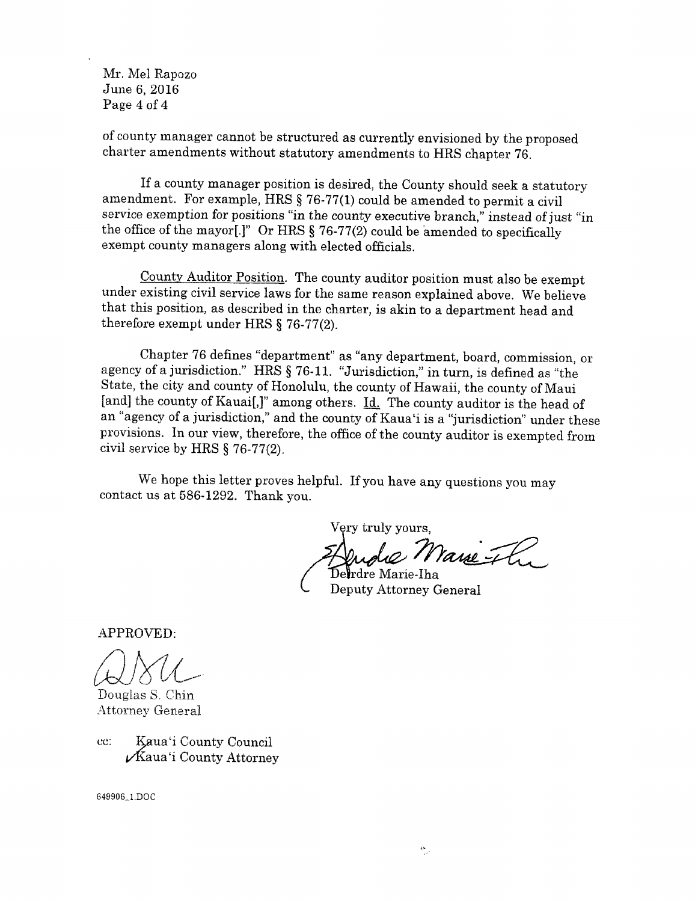Mr. Mel Rapozo
June 6, 2016

of county manager cannot be structured as currently envisioned by the proposed charter amendments without statutory amendments to HRS chapter 76.

If a county manager position is desired, the County should seek a statutory amendment. For example, HRS § 76-77(1) could be amended to permit a civil service exemption for positions "in the county executive branch," instead of just "in the office of the mayor[.]" Or HRS § 76-77(2) could be amended to specifically exempt county managers along with elected officials.

<u>County Auditor Position</u>. The county auditor position must also be exempt under existing civil service laws for the same reason explained above. We believe that this position, as described in the charter, is akin to a department head and therefore exempt under HRS § 76-77(2).

Chapter 76 defines "department" as "any department, board, commission, or agency of a jurisdiction." HRS § 76-11. "Jurisdiction," in turn, is defined as "the State, the city and county of Honolulu, the county of Hawaii, the county of Maui [and] the county of Kauai[,]" among others. <u>Id.</u> The county auditor is the head of an "agency of a jurisdiction," and the county of Kaua'i is a "jurisdiction" under these provisions. In our view, therefore, the office of the county auditor is exempted from civil service by HRS § 76-77(2).

We hope this letter proves helpful. If you have any questions you may contact us at 586-1292. Thank you.

Very truly yours,

Deirdre Marie-Iha
Deputy Attorney General

APPROVED:

Douglas S. Chin
Attorney General

cc: Kaua'i County Council
✓Kaua'i County Attorney

649906_1.DOC